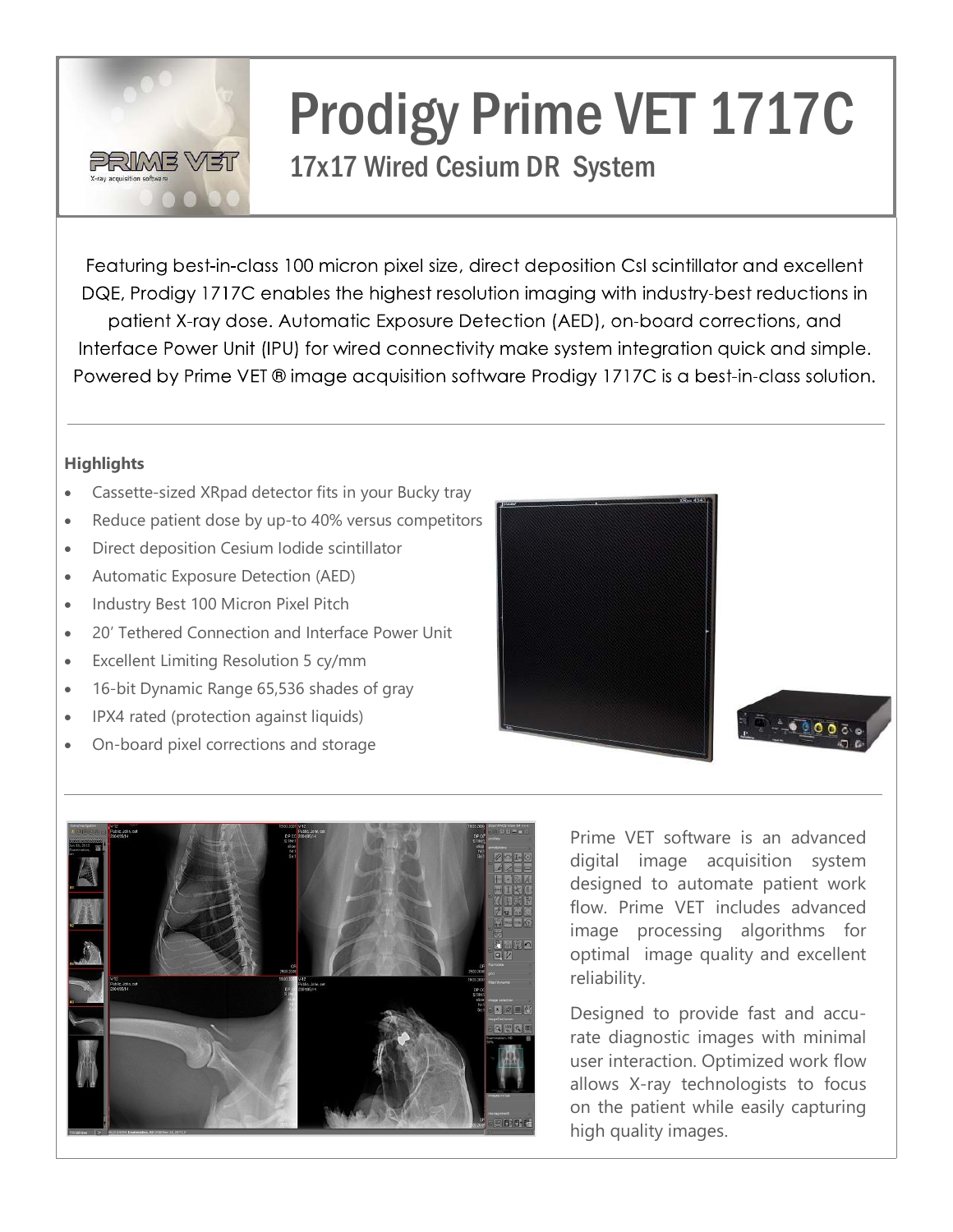# Prodigy Prime VET 1717C

## 17x17 Wired Cesium DR System

Featuring best-in-class 100 micron pixel size, direct deposition CsI scintillator and excellent DQE, Prodigy 1717C enables the highest resolution imaging with industry-best reductions in patient X-ray dose. Automatic Exposure Detection (AED), on-board corrections, and Interface Power Unit (IPU) for wired connectivity make system integration quick and simple. Powered by Prime VET ® image acquisition software Prodigy 1717C is a best-in-class solution.

**Highlights**

- Cassette-sized XRpad detector fits in your Bucky tray
- Reduce patient dose by up-to 40% versus competitors
- Direct deposition Cesium Iodide scintillator
- Automatic Exposure Detection (AED)
- Industry Best 100 Micron Pixel Pitch
- 20' Tethered Connection and Interface Power Unit
- Excellent Limiting Resolution 5 cy/mm
- 16-bit Dynamic Range 65,536 shades of gray
- IPX4 rated (protection against liquids)
- On-board pixel corrections and storage

Prime VET software is an advanced digital image acquisition system designed to automate patient work flow. Prime VET includes advanced image processing algorithms for optimal image quality and excellent reliability.

Designed to provide fast and accurate diagnostic images with minimal user interaction. Optimized work flow allows X-ray technologists to focus on the patient while easily capturing high quality images.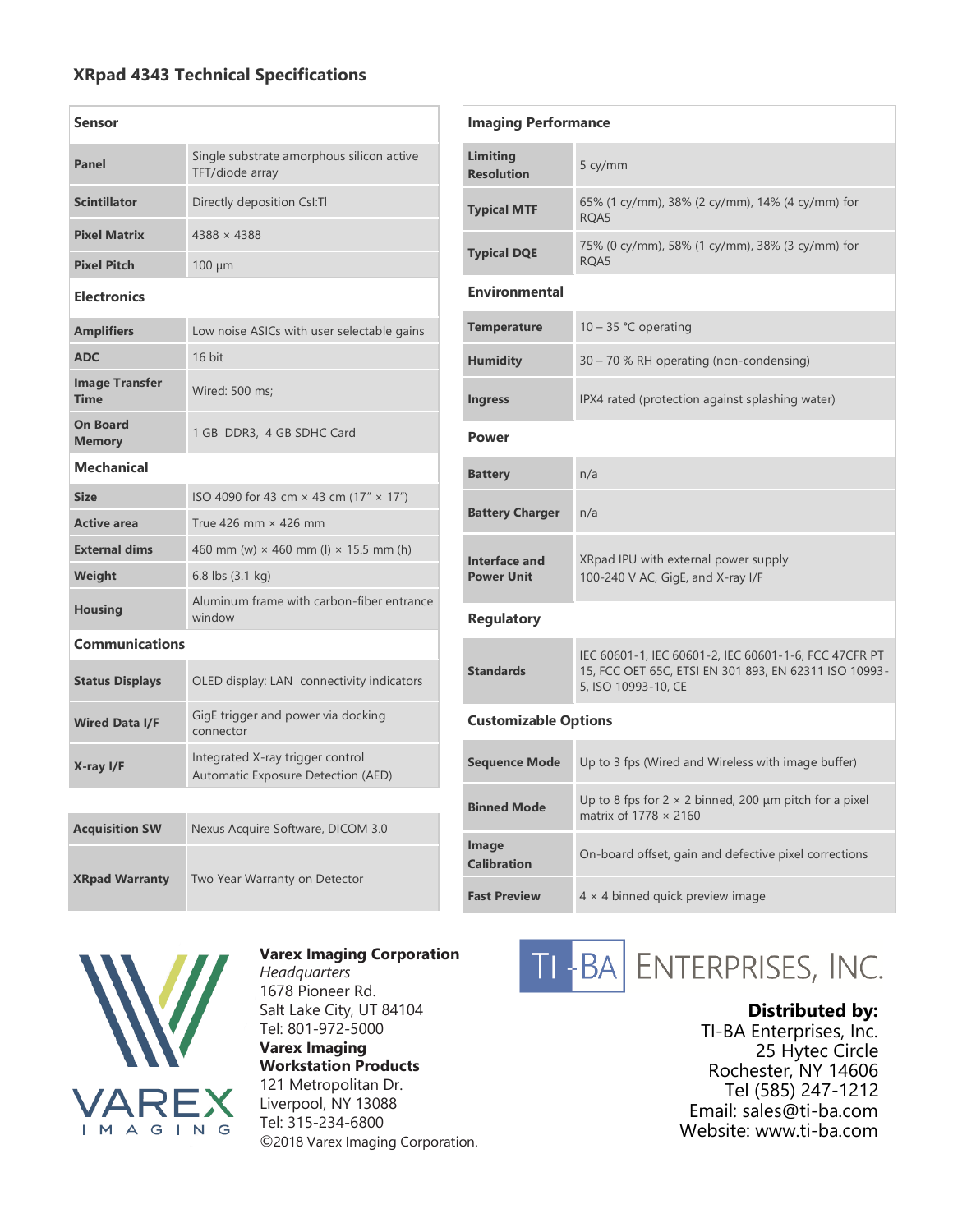## XRpad 4343 Technical Specifications

| | |
|---|---|
| **Sensor** | |
| **Panel** | Single substrate amorphous silicon active TFT/diode array |
| **Scintillator** | Directly deposition CsI:Tl |
| **Pixel Matrix** | 4388 × 4388 |
| **Pixel Pitch** | 100 µm |
| **Electronics** | |
| **Amplifiers** | Low noise ASICs with user selectable gains |
| **ADC** | 16 bit |
| **Image Transfer Time** | Wired: 500 ms; |
| **On Board Memory** | 1 GB DDR3, 4 GB SDHC Card |
| **Mechanical** | |
| **Size** | ISO 4090 for 43 cm × 43 cm (17" × 17") |
| **Active area** | True 426 mm × 426 mm |
| **External dims** | 460 mm (w) × 460 mm (l) × 15.5 mm (h) |
| **Weight** | 6.8 lbs (3.1 kg) |
| **Housing** | Aluminum frame with carbon-fiber entrance window |
| **Communications** | |
| **Status Displays** | OLED display: LAN connectivity indicators |
| **Wired Data I/F** | GigE trigger and power via docking connector |
| **X-ray I/F** | Integrated X-ray trigger control<br>Automatic Exposure Detection (AED) |

| | |
|---|---|
| **Acquisition SW** | Nexus Acquire Software, DICOM 3.0 |
| **XRpad Warranty** | Two Year Warranty on Detector |

| | |
|---|---|
| **Imaging Performance** | |
| **Limiting Resolution** | 5 cy/mm |
| **Typical MTF** | 65% (1 cy/mm), 38% (2 cy/mm), 14% (4 cy/mm) for RQA5 |
| **Typical DQE** | 75% (0 cy/mm), 58% (1 cy/mm), 38% (3 cy/mm) for RQA5 |
| **Environmental** | |
| **Temperature** | 10 – 35 °C operating |
| **Humidity** | 30 – 70 % RH operating (non-condensing) |
| **Ingress** | IPX4 rated (protection against splashing water) |
| **Power** | |
| **Battery** | n/a |
| **Battery Charger** | n/a |
| **Interface and Power Unit** | XRpad IPU with external power supply<br>100-240 V AC, GigE, and X-ray I/F |
| **Regulatory** | |
| **Standards** | IEC 60601-1, IEC 60601-2, IEC 60601-1-6, FCC 47CFR PT 15, FCC OET 65C, ETSI EN 301 893, EN 62311 ISO 10993-5, ISO 10993-10, CE |
| **Customizable Options** | |
| **Sequence Mode** | Up to 3 fps (Wired and Wireless with image buffer) |
| **Binned Mode** | Up to 8 fps for 2 × 2 binned, 200 µm pitch for a pixel matrix of 1778 × 2160 |
| **Image Calibration** | On-board offset, gain and defective pixel corrections |
| **Fast Preview** | 4 × 4 binned quick preview image |

VAREX IMAGING

**Varex Imaging Corporation**
*Headquarters*
1678 Pioneer Rd.
Salt Lake City, UT 84104
Tel: 801-972-5000
**Varex Imaging Workstation Products**
121 Metropolitan Dr.
Liverpool, NY 13088
Tel: 315-234-6800
©2018 Varex Imaging Corporation.

TI-BA ENTERPRISES, INC.

**Distributed by:**
TI-BA Enterprises, Inc.
25 Hytec Circle
Rochester, NY 14606
Tel (585) 247-1212
Email: sales@ti-ba.com
Website: www.ti-ba.com